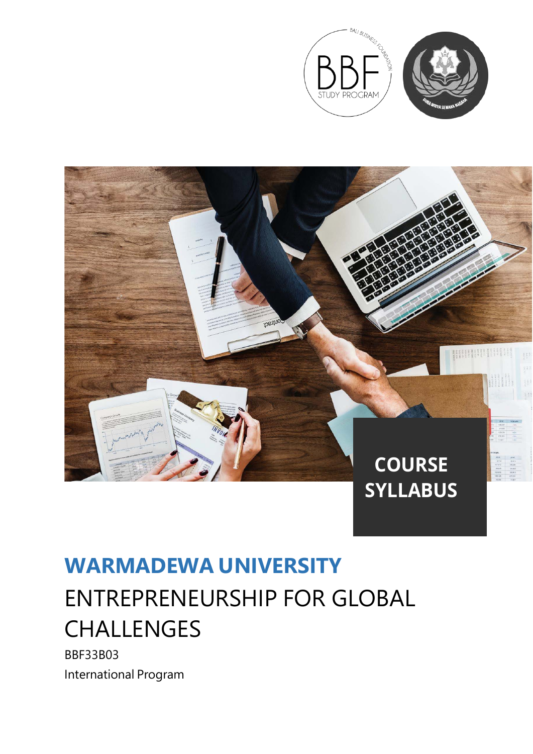COURSE SYLLABUS

# WARMADEWA UNIVERSITY

## ENTREPRENEURSHIP FOR GLOBAL CHALLENGES

BBF33B03

International Program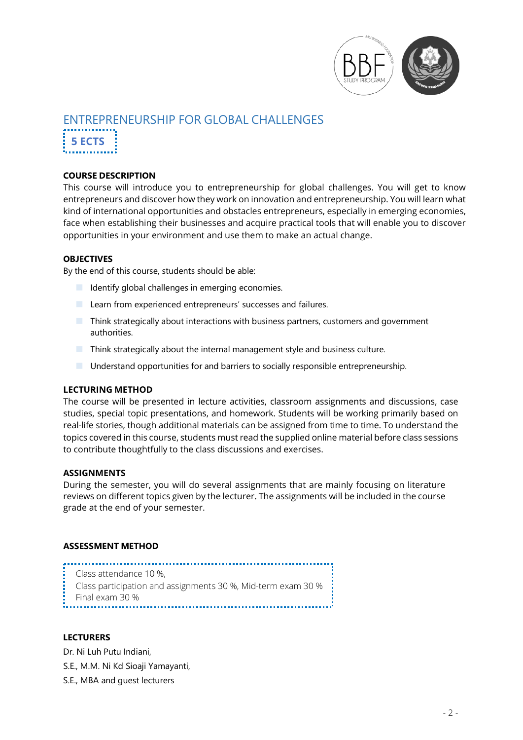## ENTREPRENEURSHIP FOR GLOBAL CHALLENGES

**5 ECTS**

### COURSE DESCRIPTION

This course will introduce you to entrepreneurship for global challenges. You will get to know entrepreneurs and discover how they work on innovation and entrepreneurship. You will learn what kind of international opportunities and obstacles entrepreneurs, especially in emerging economies, face when establishing their businesses and acquire practical tools that will enable you to discover opportunities in your environment and use them to make an actual change.

### OBJECTIVES

By the end of this course, students should be able:

- Identify global challenges in emerging economies.
- Learn from experienced entrepreneurs' successes and failures.
- Think strategically about interactions with business partners, customers and government authorities.
- Think strategically about the internal management style and business culture.
- Understand opportunities for and barriers to socially responsible entrepreneurship.

### LECTURING METHOD

The course will be presented in lecture activities, classroom assignments and discussions, case studies, special topic presentations, and homework. Students will be working primarily based on real-life stories, though additional materials can be assigned from time to time. To understand the topics covered in this course, students must read the supplied online material before class sessions to contribute thoughtfully to the class discussions and exercises.

### ASSIGNMENTS

During the semester, you will do several assignments that are mainly focusing on literature reviews on different topics given by the lecturer. The assignments will be included in the course grade at the end of your semester.

### ASSESSMENT METHOD

Class attendance 10 %,
Class participation and assignments 30 %, Mid-term exam 30 %
Final exam 30 %

### LECTURERS

Dr. Ni Luh Putu Indiani,
S.E., M.M. Ni Kd Sioaji Yamayanti,
S.E., MBA and guest lecturers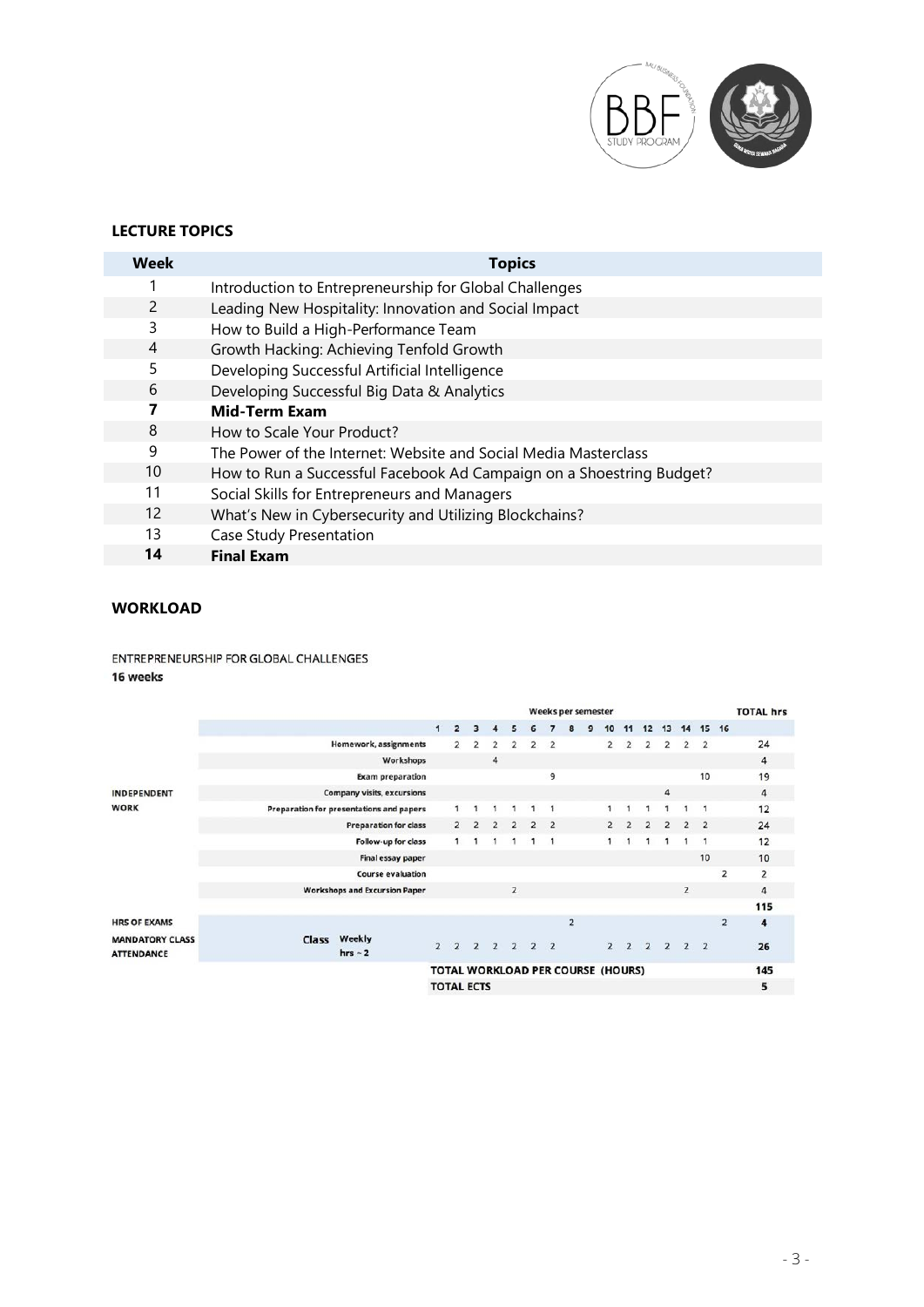### LECTURE TOPICS

| Week | Topics |
|---|---|
| 1 | Introduction to Entrepreneurship for Global Challenges |
| 2 | Leading New Hospitality: Innovation and Social Impact |
| 3 | How to Build a High-Performance Team |
| 4 | Growth Hacking: Achieving Tenfold Growth |
| 5 | Developing Successful Artificial Intelligence |
| 6 | Developing Successful Big Data & Analytics |
| **7** | **Mid-Term Exam** |
| 8 | How to Scale Your Product? |
| 9 | The Power of the Internet: Website and Social Media Masterclass |
| 10 | How to Run a Successful Facebook Ad Campaign on a Shoestring Budget? |
| 11 | Social Skills for Entrepreneurs and Managers |
| 12 | What's New in Cybersecurity and Utilizing Blockchains? |
| 13 | Case Study Presentation |
| **14** | **Final Exam** |

### WORKLOAD

ENTREPRENEURSHIP FOR GLOBAL CHALLENGES

**16 weeks**

| | | Weeks per semester | | | | | | | | | | | | | | | | TOTAL hrs |
|---|---|---|---|---|---|---|---|---|---|---|---|---|---|---|---|---|---|---|
| | | 1 | 2 | 3 | 4 | 5 | 6 | 7 | 8 | 9 | 10 | 11 | 12 | 13 | 14 | 15 | 16 | |
| INDEPENDENT WORK | Homework, assignments | | 2 | 2 | 2 | 2 | 2 | 2 | | | 2 | 2 | 2 | 2 | 2 | 2 | | 24 |
| | Workshops | | | | 4 | | | | | | | | | | | | | 4 |
| | Exam preparation | | | | | | | 9 | | | | | | | | 10 | | 19 |
| | Company visits, excursions | | | | | | | | | | | | | 4 | | | | 4 |
| | Preparation for presentations and papers | | 1 | 1 | 1 | 1 | 1 | 1 | | | 1 | 1 | 1 | 1 | 1 | 1 | | 12 |
| | Preparation for class | | 2 | 2 | 2 | 2 | 2 | 2 | | | 2 | 2 | 2 | 2 | 2 | 2 | | 24 |
| | Follow-up for class | | 1 | 1 | 1 | 1 | 1 | 1 | | | 1 | 1 | 1 | 1 | 1 | 1 | | 12 |
| | Final essay paper | | | | | | | | | | | | | | | 10 | | 10 |
| | Course evaluation | | | | | | | | | | | | | | | | 2 | 2 |
| | Workshops and Excursion Paper | | | | | 2 | | | | | | | | | 2 | | | 4 |
| | | | | | | | | | | | | | | | | | | **115** |
| HRS OF EXAMS | | | | | | | | | 2 | | | | | | | | 2 | **4** |
| MANDATORY CLASS ATTENDANCE | Class Weekly hrs ~ 2 | 2 | 2 | 2 | 2 | 2 | 2 | 2 | | | 2 | 2 | 2 | 2 | 2 | 2 | | **26** |
| | | **TOTAL WORKLOAD PER COURSE (HOURS)** | | | | | | | | | | | | | | | | **145** |
| | | **TOTAL ECTS** | | | | | | | | | | | | | | | | **5** |